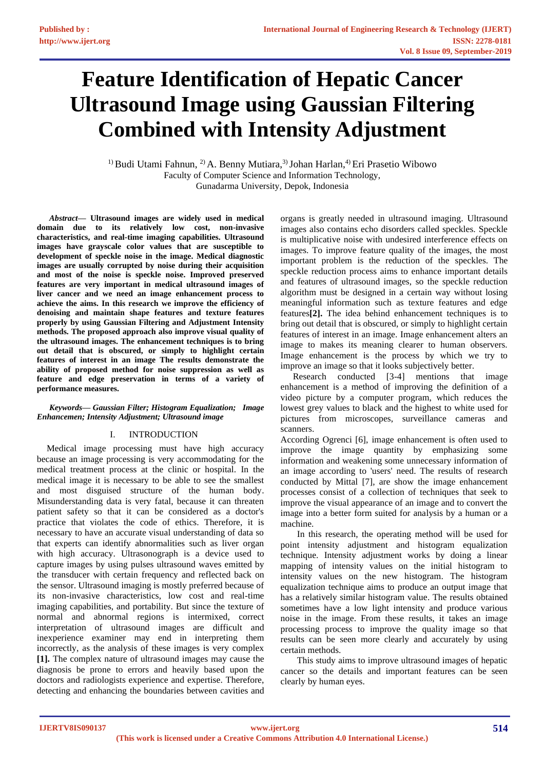# Feature Identification of Hepatic Cancer Ultrasound Image using Gaussian Filtering Combined with Intensity Adjustment

[1] Budi Utami Fahnun, [2] A. Benny Mutiara,[3] Johan Harlan,[4] Eri Prasetio Wibowo
Faculty of Computer Science and Information Technology,
Gunadarma University, Depok, Indonesia

***Abstract*— Ultrasound images are widely used in medical domain due to its relatively low cost, non-invasive characteristics, and real-time imaging capabilities. Ultrasound images have grayscale color values that are susceptible to development of speckle noise in the image. Medical diagnostic images are usually corrupted by noise during their acquisition and most of the noise is speckle noise. Improved preserved features are very important in medical ultrasound images of liver cancer and we need an image enhancement process to achieve the aims. In this research we improve the efficiency of denoising and maintain shape features and texture features properly by using Gaussian Filtering and Adjustment Intensity methods. The proposed approach also improve visual quality of the ultrasound images. The enhancement techniques is to bring out detail that is obscured, or simply to highlight certain features of interest in an image The results demonstrate the ability of proposed method for noise suppression as well as feature and edge preservation in terms of a variety of performance measures.**

***Keywords— Gaussian Filter; Histogram Equalization; Image Enhancemen; Intensity Adjustment; Ultrasound image***

## I. INTRODUCTION

Medical image processing must have high accuracy because an image processing is very accommodating for the medical treatment process at the clinic or hospital. In the medical image it is necessary to be able to see the smallest and most disguised structure of the human body. Misunderstanding data is very fatal, because it can threaten patient safety so that it can be considered as a doctor's practice that violates the code of ethics. Therefore, it is necessary to have an accurate visual understanding of data so that experts can identify abnormalities such as liver organ with high accuracy. Ultrasonograph is a device used to capture images by using pulses ultrasound waves emitted by the transducer with certain frequency and reflected back on the sensor. Ultrasound imaging is mostly preferred because of its non-invasive characteristics, low cost and real-time imaging capabilities, and portability. But since the texture of normal and abnormal regions is intermixed, correct interpretation of ultrasound images are difficult and inexperience examiner may end in interpreting them incorrectly, as the analysis of these images is very complex **[1].** The complex nature of ultrasound images may cause the diagnosis be prone to errors and heavily based upon the doctors and radiologists experience and expertise. Therefore, detecting and enhancing the boundaries between cavities and organs is greatly needed in ultrasound imaging. Ultrasound images also contains echo disorders called speckles. Speckle is multiplicative noise with undesired interference effects on images. To improve feature quality of the images, the most important problem is the reduction of the speckles. The speckle reduction process aims to enhance important details and features of ultrasound images, so the speckle reduction algorithm must be designed in a certain way without losing meaningful information such as texture features and edge features**[2].** The idea behind enhancement techniques is to bring out detail that is obscured, or simply to highlight certain features of interest in an image. Image enhancement alters an image to makes its meaning clearer to human observers. Image enhancement is the process by which we try to improve an image so that it looks subjectively better.

Research conducted [3-4] mentions that image enhancement is a method of improving the definition of a video picture by a computer program, which reduces the lowest grey values to black and the highest to white used for pictures from microscopes, surveillance cameras and scanners.

According Ogrenci [6], image enhancement is often used to improve the image quantity by emphasizing some information and weakening some unnecessary information of an image according to 'users' need. The results of research conducted by Mittal [7], are show the image enhancement processes consist of a collection of techniques that seek to improve the visual appearance of an image and to convert the image into a better form suited for analysis by a human or a machine.

In this research, the operating method will be used for point intensity adjustment and histogram equalization technique. Intensity adjustment works by doing a linear mapping of intensity values on the initial histogram to intensity values on the new histogram. The histogram equalization technique aims to produce an output image that has a relatively similar histogram value. The results obtained sometimes have a low light intensity and produce various noise in the image. From these results, it takes an image processing process to improve the quality image so that results can be seen more clearly and accurately by using certain methods.

This study aims to improve ultrasound images of hepatic cancer so the details and important features can be seen clearly by human eyes.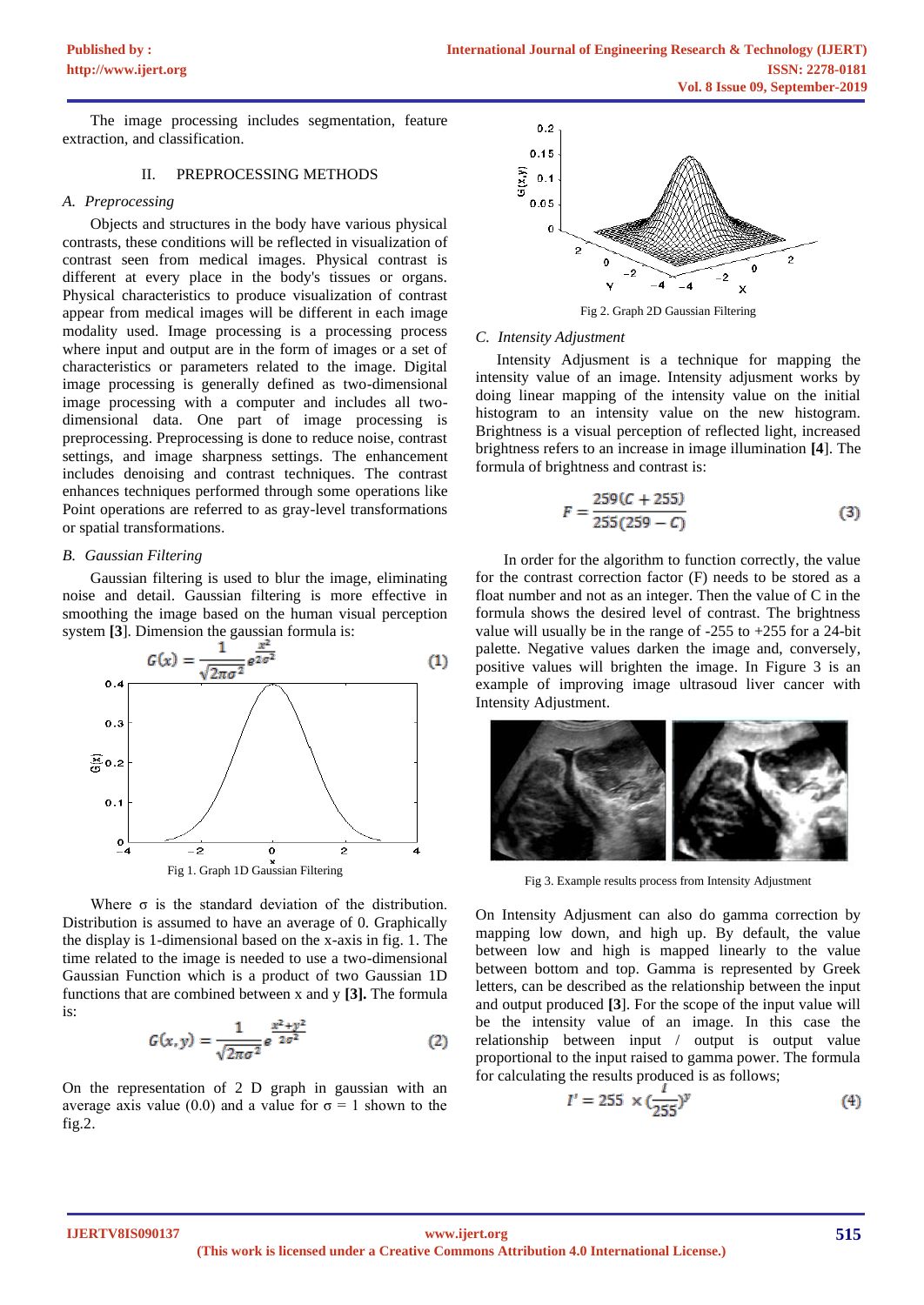The image processing includes segmentation, feature extraction, and classification.

## II. PREPROCESSING METHODS

### A. Preprocessing

Objects and structures in the body have various physical contrasts, these conditions will be reflected in visualization of contrast seen from medical images. Physical contrast is different at every place in the body's tissues or organs. Physical characteristics to produce visualization of contrast appear from medical images will be different in each image modality used. Image processing is a processing process where input and output are in the form of images or a set of characteristics or parameters related to the image. Digital image processing is generally defined as two-dimensional image processing with a computer and includes all two-dimensional data. One part of image processing is preprocessing. Preprocessing is done to reduce noise, contrast settings, and image sharpness settings. The enhancement includes denoising and contrast techniques. The contrast enhances techniques performed through some operations like Point operations are referred to as gray-level transformations or spatial transformations.

### B. Gaussian Filtering

Gaussian filtering is used to blur the image, eliminating noise and detail. Gaussian filtering is more effective in smoothing the image based on the human visual perception system **[3]**. Dimension the gaussian formula is:

$$G(x) = \frac{1}{\sqrt{2\pi\sigma^2}} e^{\frac{x^2}{2\sigma^2}} \quad (1)$$

Fig 1. Graph 1D Gaussian Filtering

Where σ is the standard deviation of the distribution. Distribution is assumed to have an average of 0. Graphically the display is 1-dimensional based on the x-axis in fig. 1. The time related to the image is needed to use a two-dimensional Gaussian Function which is a product of two Gaussian 1D functions that are combined between x and y **[3].** The formula is:

$$G(x, y) = \frac{1}{\sqrt{2\pi\sigma^2}} e^{\frac{x^2+y^2}{2\sigma^2}} \quad (2)$$

On the representation of 2 D graph in gaussian with an average axis value (0.0) and a value for σ = 1 shown to the fig.2.

Fig 2. Graph 2D Gaussian Filtering

### C. Intensity Adjustment

Intensity Adjusment is a technique for mapping the intensity value of an image. Intensity adjustment works by doing linear mapping of the intensity value on the initial histogram to an intensity value on the new histogram. Brightness is a visual perception of reflected light, increased brightness refers to an increase in image illumination **[4]**. The formula of brightness and contrast is:

$$F = \frac{259(C + 255)}{255(259 - C)} \quad (3)$$

In order for the algorithm to function correctly, the value for the contrast correction factor (F) needs to be stored as a float number and not as an integer. Then the value of C in the formula shows the desired level of contrast. The brightness value will usually be in the range of -255 to +255 for a 24-bit palette. Negative values darken the image and, conversely, positive values will brighten the image. In Figure 3 is an example of improving image ultrasound liver cancer with Intensity Adjustment.

Fig 3. Example results process from Intensity Adjustment

On Intensity Adjusment can also do gamma correction by mapping low down, and high up. By default, the value between low and high is mapped linearly to the value between bottom and top. Gamma is represented by Greek letters, can be described as the relationship between the input and output produced **[3]**. For the scope of the input value will be the intensity value of an image. In this case the relationship between input / output is output value proportional to the input raised to gamma power. The formula for calculating the results produced is as follows;

$$I' = 255 \times \left(\frac{I}{255}\right)^{\gamma} \quad (4)$$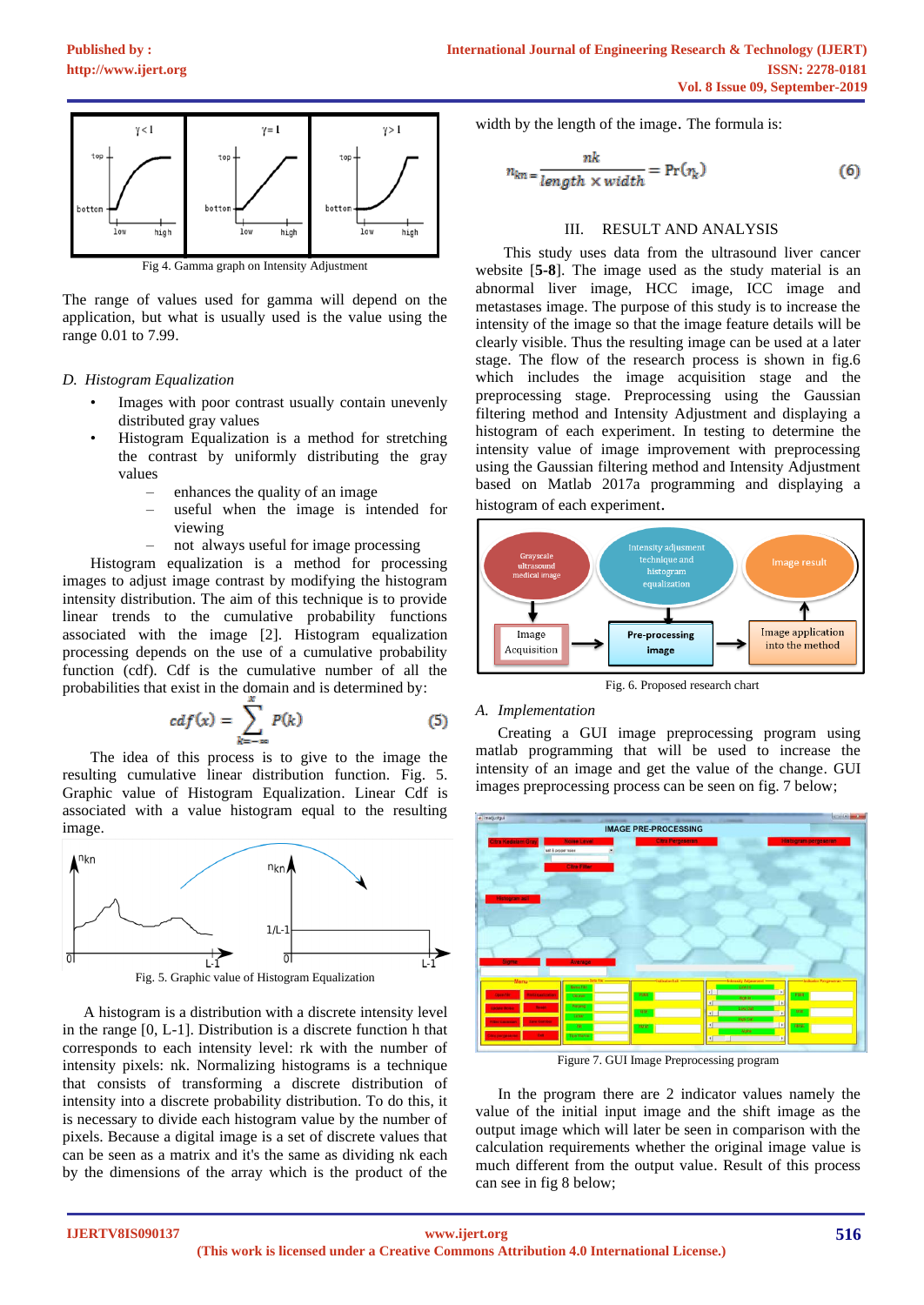Fig 4. Gamma graph on Intensity Adjustment

The range of values used for gamma will depend on the application, but what is usually used is the value using the range 0.01 to 7.99.

### *D. Histogram Equalization*

- Images with poor contrast usually contain unevenly distributed gray values
- Histogram Equalization is a method for stretching the contrast by uniformly distributing the gray values
  - enhances the quality of an image
  - useful when the image is intended for viewing
  - not always useful for image processing

Histogram equalization is a method for processing images to adjust image contrast by modifying the histogram intensity distribution. The aim of this technique is to provide linear trends to the cumulative probability functions associated with the image [2]. Histogram equalization processing depends on the use of a cumulative probability function (cdf). Cdf is the cumulative number of all the probabilities that exist in the domain and is determined by:

$$cdf(x) = \sum_{k=-\infty}^{x} P(k) \tag{5}$$

The idea of this process is to give to the image the resulting cumulative linear distribution function. Fig. 5. Graphic value of Histogram Equalization. Linear Cdf is associated with a value histogram equal to the resulting image.

Fig. 5. Graphic value of Histogram Equalization

A histogram is a distribution with a discrete intensity level in the range [0, L-1]. Distribution is a discrete function h that corresponds to each intensity level: rk with the number of intensity pixels: nk. Normalizing histograms is a technique that consists of transforming a discrete distribution of intensity into a discrete probability distribution. To do this, it is necessary to divide each histogram value by the number of pixels. Because a digital image is a set of discrete values that can be seen as a matrix and it's the same as dividing nk each by the dimensions of the array which is the product of the width by the length of the image. The formula is:

$$n_{kn} = \frac{nk}{length \times width} = \Pr(r_k) \tag{6}$$

## III. RESULT AND ANALYSIS

This study uses data from the ultrasound liver cancer website [**5-8**]. The image used as the study material is an abnormal liver image, HCC image, ICC image and metastases image. The purpose of this study is to increase the intensity of the image so that the image feature details will be clearly visible. Thus the resulting image can be used at a later stage. The flow of the research process is shown in fig.6 which includes the image acquisition stage and the preprocessing stage. Preprocessing using the Gaussian filtering method and Intensity Adjustment and displaying a histogram of each experiment. In testing to determine the intensity value of image improvement with preprocessing using the Gaussian filtering method and Intensity Adjustment based on Matlab 2017a programming and displaying a histogram of each experiment.

Fig. 6. Proposed research chart

### *A. Implementation*

Creating a GUI image preprocessing program using matlab programming that will be used to increase the intensity of an image and get the value of the change. GUI images preprocessing process can be seen on fig. 7 below;

Figure 7. GUI Image Preprocessing program

In the program there are 2 indicator values namely the value of the initial input image and the shift image as the output image which will later be seen in comparison with the calculation requirements whether the original image value is much different from the output value. Result of this process can see in fig 8 below;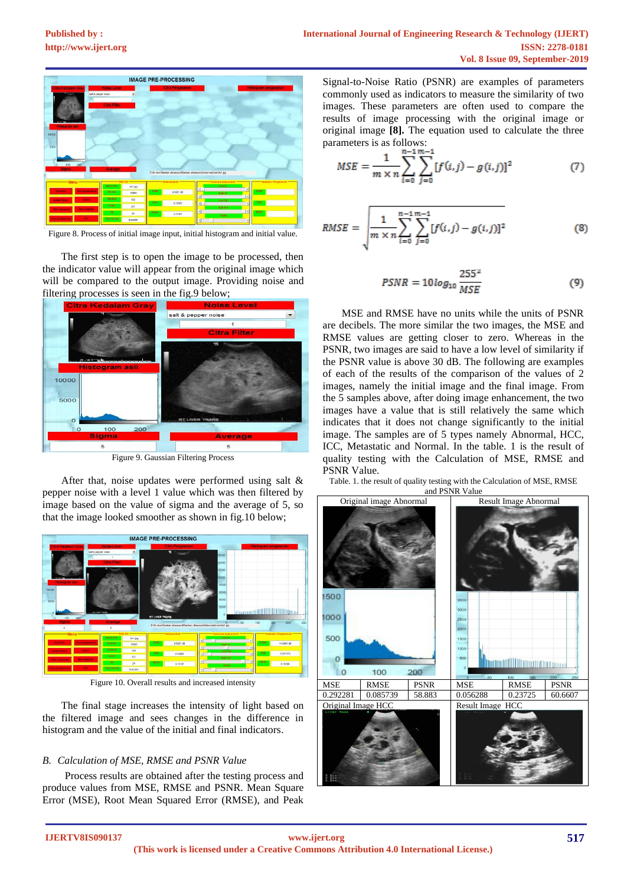Figure 8. Process of initial image input, initial histogram and initial value.

The first step is to open the image to be processed, then the indicator value will appear from the original image which will be compared to the output image. Providing noise and filtering processes is seen in the fig.9 below;

Figure 9. Gaussian Filtering Process

After that, noise updates were performed using salt & pepper noise with a level 1 value which was then filtered by image based on the value of sigma and the average of 5, so that the image looked smoother as shown in fig.10 below;

Figure 10. Overall results and increased intensity

The final stage increases the intensity of light based on the filtered image and sees changes in the difference in histogram and the value of the initial and final indicators.

### *B. Calculation of MSE, RMSE and PSNR Value*

Process results are obtained after the testing process and produce values from MSE, RMSE and PSNR. Mean Square Error (MSE), Root Mean Squared Error (RMSE), and Peak Signal-to-Noise Ratio (PSNR) are examples of parameters commonly used as indicators to measure the similarity of two images. These parameters are often used to compare the results of image processing with the original image or original image **[8].** The equation used to calculate the three parameters is as follows:

$$MSE = \frac{1}{m \times n} \sum_{i=0}^{n-1} \sum_{j=0}^{m-1} [f(i,j) - g(i,j)]^2 \quad (7)$$

$$RMSE = \sqrt{\frac{1}{m \times n} \sum_{i=0}^{n-1} \sum_{j=0}^{m-1} [f(i,j) - g(i,j)]^2} \quad (8)$$

$$PSNR = 10 \log_{10} \frac{255^2}{MSE} \quad (9)$$

MSE and RMSE have no units while the units of PSNR are decibels. The more similar the two images, the MSE and RMSE values are getting closer to zero. Whereas in the PSNR, two images are said to have a low level of similarity if the PSNR value is above 30 dB. The following are examples of each of the results of the comparison of the values of 2 images, namely the initial image and the final image. From the 5 samples above, after doing image enhancement, the two images have a value that is still relatively the same which indicates that it does not change significantly to the initial image. The samples are of 5 types namely Abnormal, HCC, ICC, Metastatic and Normal. In the table. 1 is the result of quality testing with the Calculation of MSE, RMSE and PSNR Value.

Table. 1. the result of quality testing with the Calculation of MSE, RMSE and PSNR Value

| Original image Abnormal | | | Result Image Abnormal | | |
|---|---|---|---|---|---|
| MSE | RMSE | PSNR | MSE | RMSE | PSNR |
| 0.292281 | 0.085739 | 58.883 | 0.056288 | 0.23725 | 60.6607 |
| Original Image HCC | | | Result Image HCC | | |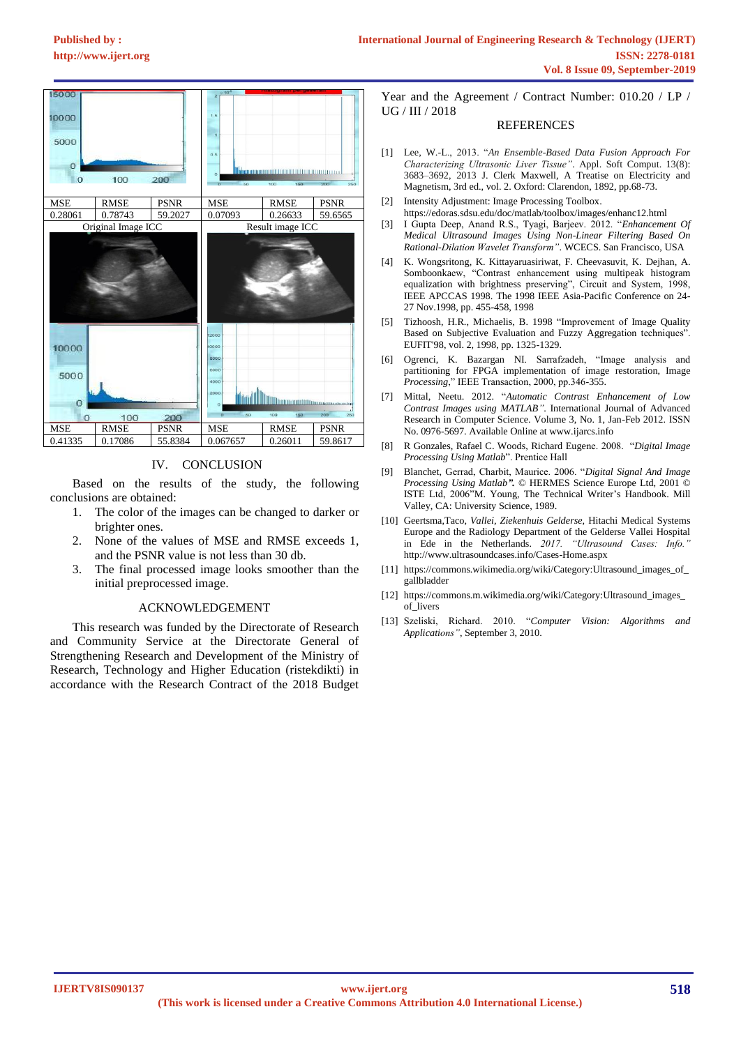15000
10000
5000
0
0 100 200

| MSE | RMSE | PSNR | MSE | RMSE | PSNR |
|---|---|---|---|---|---|
| 0.28061 | 0.78743 | 59.2027 | 0.07093 | 0.26633 | 59.6565 |

Original Image ICC

Result image ICC

10000
5000
0
0 100 200

| MSE | RMSE | PSNR | MSE | RMSE | PSNR |
|---|---|---|---|---|---|
| 0.41335 | 0.17086 | 55.8384 | 0.067657 | 0.26011 | 59.8617 |

## IV. CONCLUSION

Based on the results of the study, the following conclusions are obtained:

1. The color of the images can be changed to darker or brighter ones.
2. None of the values of MSE and RMSE exceeds 1, and the PSNR value is not less than 30 db.
3. The final processed image looks smoother than the initial preprocessed image.

## ACKNOWLEDGEMENT

This research was funded by the Directorate of Research and Community Service at the Directorate General of Strengthening Research and Development of the Ministry of Research, Technology and Higher Education (ristekdikti) in accordance with the Research Contract of the 2018 Budget Year and the Agreement / Contract Number: 010.20 / LP / UG / III / 2018

## REFERENCES

[1] Lee, W.-L., 2013. "*An Ensemble-Based Data Fusion Approach For Characterizing Ultrasonic Liver Tissue"*. Appl. Soft Comput. 13(8): 3683–3692, 2013 J. Clerk Maxwell, A Treatise on Electricity and Magnetism, 3rd ed., vol. 2. Oxford: Clarendon, 1892, pp.68-73.

[2] Intensity Adjustment: Image Processing Toolbox. https://edoras.sdsu.edu/doc/matlab/toolbox/images/enhanc12.html

[3] I Gupta Deep, Anand R.S., Tyagi, Barjeev. 2012. "*Enhancement Of Medical Ultrasound Images Using Non-Linear Filtering Based On Rational-Dilation Wavelet Transform"*. WCECS. San Francisco, USA

[4] K. Wongsritong, K. Kittayaruasiriwat, F. Cheevasuvit, K. Dejhan, A. Somboonkaew, "Contrast enhancement using multipeak histogram equalization with brightness preserving", Circuit and System, 1998, IEEE APCCAS 1998. The 1998 IEEE Asia-Pacific Conference on 24-27 Nov.1998, pp. 455-458, 1998

[5] Tizhoosh, H.R., Michaelis, B. 1998 "Improvement of Image Quality Based on Subjective Evaluation and Fuzzy Aggregation techniques". EUFIT'98, vol. 2, 1998, pp. 1325-1329.

[6] Ogrenci, K. Bazargan NI. Sarrafzadeh, "Image analysis and partitioning for FPGA implementation of image restoration, Image *Processing*," IEEE Transaction, 2000, pp.346-355.

[7] Mittal, Neetu. 2012. "*Automatic Contrast Enhancement of Low Contrast Images using MATLAB"*. International Journal of Advanced Research in Computer Science. Volume 3, No. 1, Jan-Feb 2012. ISSN No. 0976-5697. Available Online at www.ijarcs.info

[8] R Gonzales, Rafael C. Woods, Richard Eugene. 2008. "*Digital Image Processing Using Matlab*". Prentice Hall

[9] Blanchet, Gerrad, Charbit, Maurice. 2006. "*Digital Signal And Image Processing Using Matlab****"***. © HERMES Science Europe Ltd, 2001 © ISTE Ltd, 2006"M. Young, The Technical Writer's Handbook. Mill Valley, CA: University Science, 1989.

[10] Geertsma,Taco, *Vallei, Ziekenhuis Gelderse,* Hitachi Medical Systems Europe and the Radiology Department of the Gelderse Vallei Hospital in Ede in the Netherlands. *2017. "Ultrasound Cases: Info."* http://www.ultrasoundcases.info/Cases-Home.aspx

[11] https://commons.wikimedia.org/wiki/Category:Ultrasound_images_of_gallbladder

[12] https://commons.m.wikimedia.org/wiki/Category:Ultrasound_images_of_livers

[13] Szeliski, Richard. 2010. "*Computer Vision: Algorithms and Applications"*, September 3, 2010.